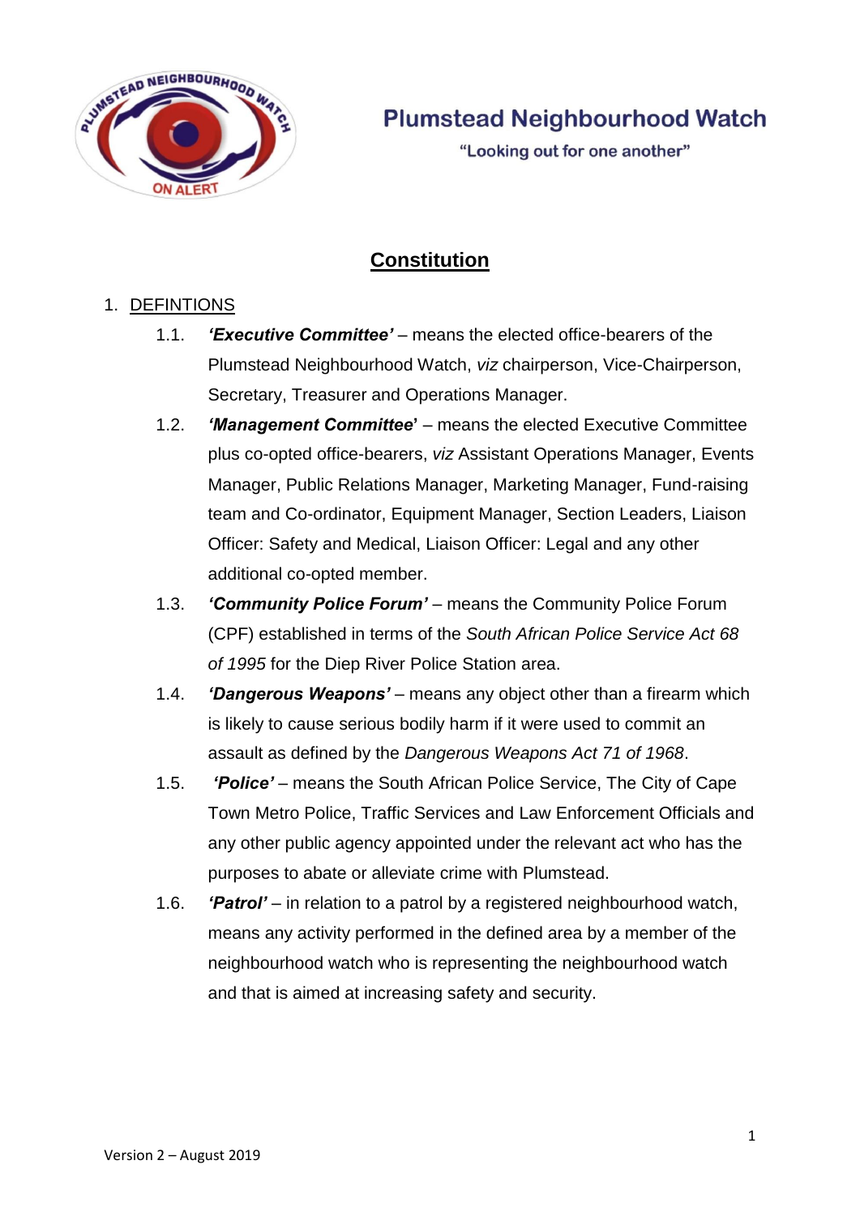# Plumstead Neighbourhood Watch

"Looking out for one another"

## Constitution

1. DEFINTIONS

   1.1. ***'Executive Committee'*** – means the elected office-bearers of the Plumstead Neighbourhood Watch, *viz* chairperson, Vice-Chairperson, Secretary, Treasurer and Operations Manager.

   1.2. ***'Management Committee'*** – means the elected Executive Committee plus co-opted office-bearers, *viz* Assistant Operations Manager, Events Manager, Public Relations Manager, Marketing Manager, Fund-raising team and Co-ordinator, Equipment Manager, Section Leaders, Liaison Officer: Safety and Medical, Liaison Officer: Legal and any other additional co-opted member.

   1.3. ***'Community Police Forum'*** – means the Community Police Forum (CPF) established in terms of the *South African Police Service Act 68 of 1995* for the Diep River Police Station area.

   1.4. ***'Dangerous Weapons'*** – means any object other than a firearm which is likely to cause serious bodily harm if it were used to commit an assault as defined by the *Dangerous Weapons Act 71 of 1968*.

   1.5. ***'Police'*** – means the South African Police Service, The City of Cape Town Metro Police, Traffic Services and Law Enforcement Officials and any other public agency appointed under the relevant act who has the purposes to abate or alleviate crime with Plumstead.

   1.6. ***'Patrol'*** – in relation to a patrol by a registered neighbourhood watch, means any activity performed in the defined area by a member of the neighbourhood watch who is representing the neighbourhood watch and that is aimed at increasing safety and security.

Version 2 – August 2019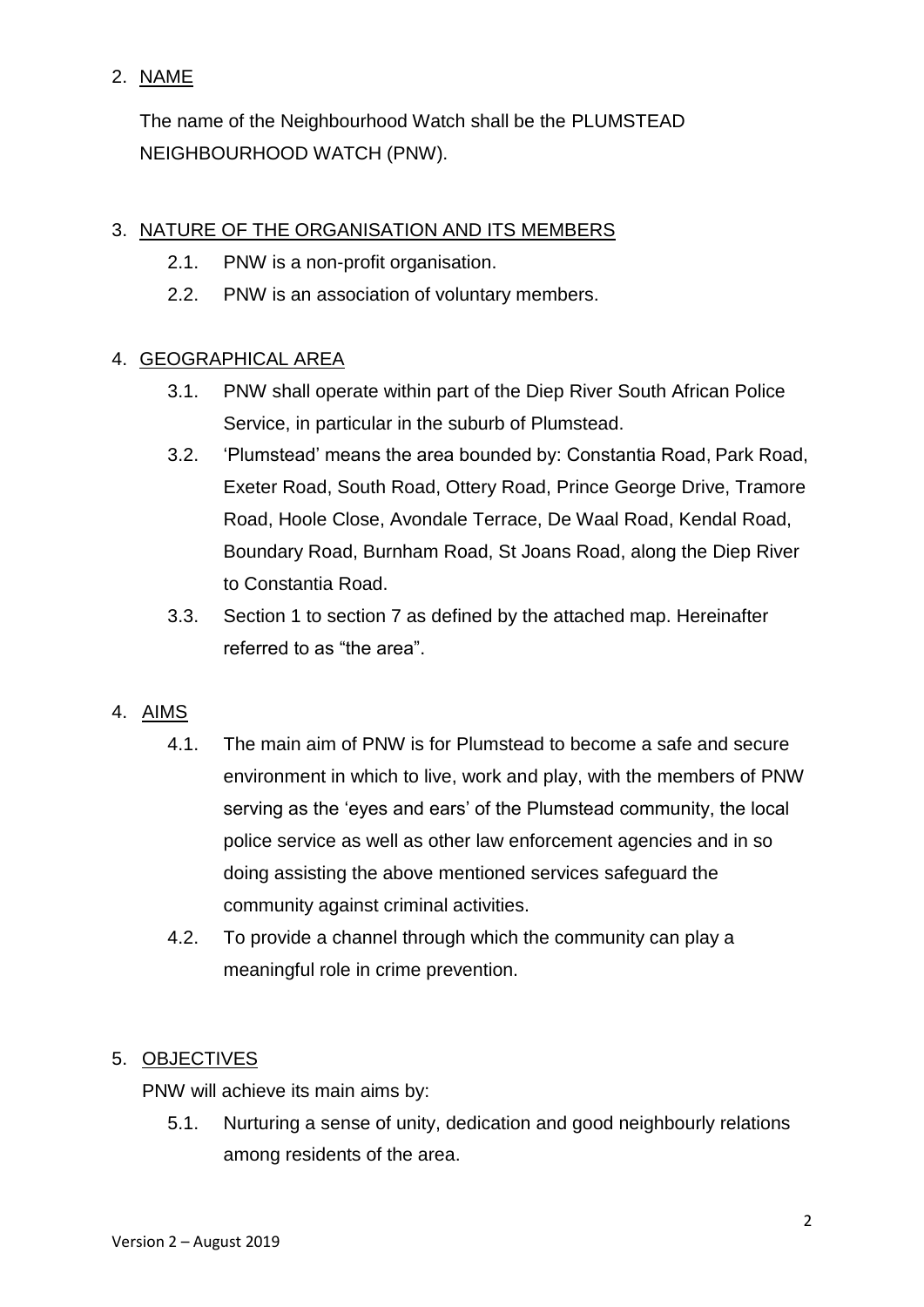2. NAME

The name of the Neighbourhood Watch shall be the PLUMSTEAD NEIGHBOURHOOD WATCH (PNW).

3. NATURE OF THE ORGANISATION AND ITS MEMBERS

   2.1. PNW is a non-profit organisation.

   2.2. PNW is an association of voluntary members.

4. GEOGRAPHICAL AREA

   3.1. PNW shall operate within part of the Diep River South African Police Service, in particular in the suburb of Plumstead.

   3.2. 'Plumstead' means the area bounded by: Constantia Road, Park Road, Exeter Road, South Road, Ottery Road, Prince George Drive, Tramore Road, Hoole Close, Avondale Terrace, De Waal Road, Kendal Road, Boundary Road, Burnham Road, St Joans Road, along the Diep River to Constantia Road.

   3.3. Section 1 to section 7 as defined by the attached map. Hereinafter referred to as "the area".

4. AIMS

   4.1. The main aim of PNW is for Plumstead to become a safe and secure environment in which to live, work and play, with the members of PNW serving as the 'eyes and ears' of the Plumstead community, the local police service as well as other law enforcement agencies and in so doing assisting the above mentioned services safeguard the community against criminal activities.

   4.2. To provide a channel through which the community can play a meaningful role in crime prevention.

5. OBJECTIVES

PNW will achieve its main aims by:

   5.1. Nurturing a sense of unity, dedication and good neighbourly relations among residents of the area.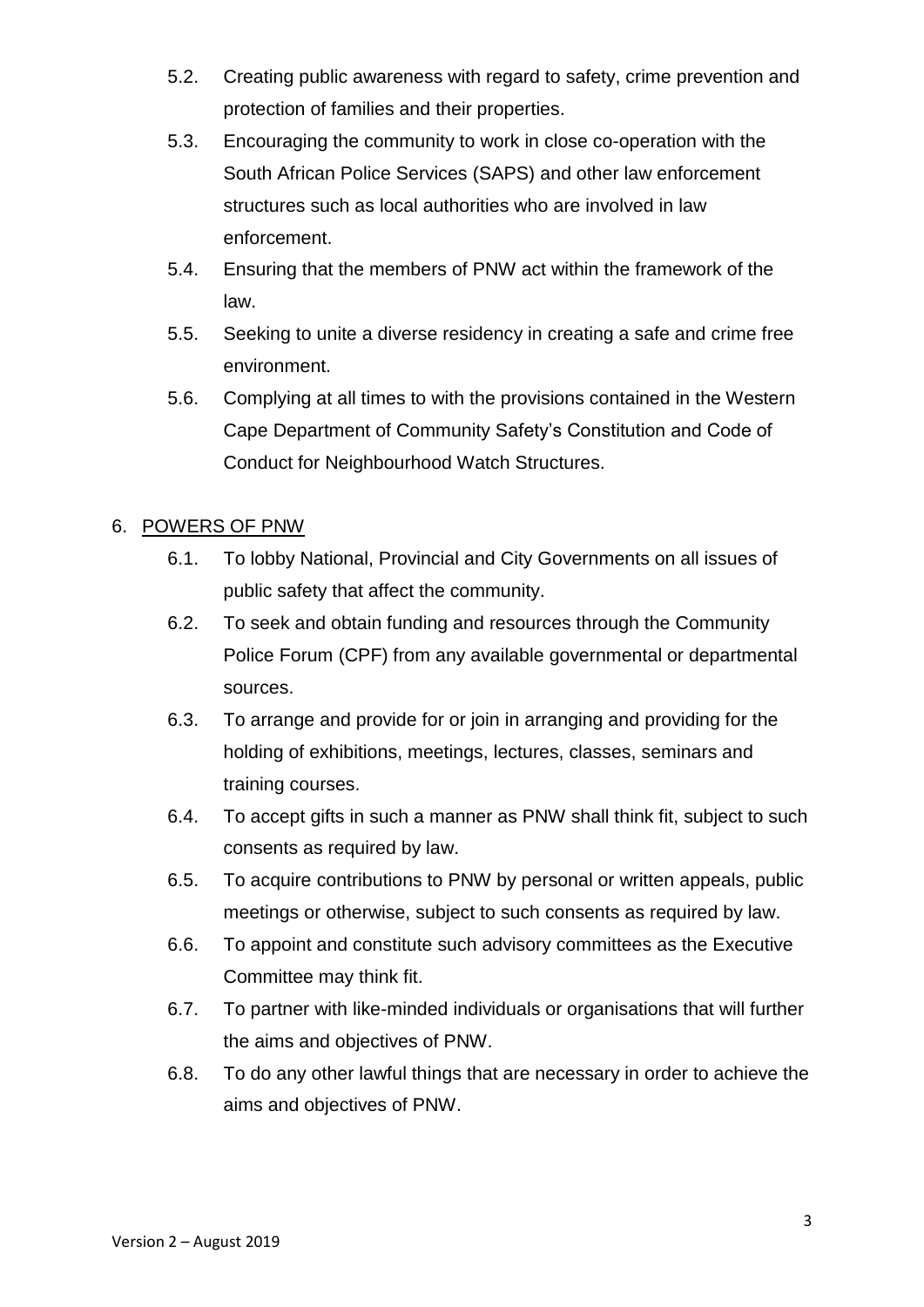5.2. Creating public awareness with regard to safety, crime prevention and protection of families and their properties.

5.3. Encouraging the community to work in close co-operation with the South African Police Services (SAPS) and other law enforcement structures such as local authorities who are involved in law enforcement.

5.4. Ensuring that the members of PNW act within the framework of the law.

5.5. Seeking to unite a diverse residency in creating a safe and crime free environment.

5.6. Complying at all times to with the provisions contained in the Western Cape Department of Community Safety's Constitution and Code of Conduct for Neighbourhood Watch Structures.

6. <u>POWERS OF PNW</u>

6.1. To lobby National, Provincial and City Governments on all issues of public safety that affect the community.

6.2. To seek and obtain funding and resources through the Community Police Forum (CPF) from any available governmental or departmental sources.

6.3. To arrange and provide for or join in arranging and providing for the holding of exhibitions, meetings, lectures, classes, seminars and training courses.

6.4. To accept gifts in such a manner as PNW shall think fit, subject to such consents as required by law.

6.5. To acquire contributions to PNW by personal or written appeals, public meetings or otherwise, subject to such consents as required by law.

6.6. To appoint and constitute such advisory committees as the Executive Committee may think fit.

6.7. To partner with like-minded individuals or organisations that will further the aims and objectives of PNW.

6.8. To do any other lawful things that are necessary in order to achieve the aims and objectives of PNW.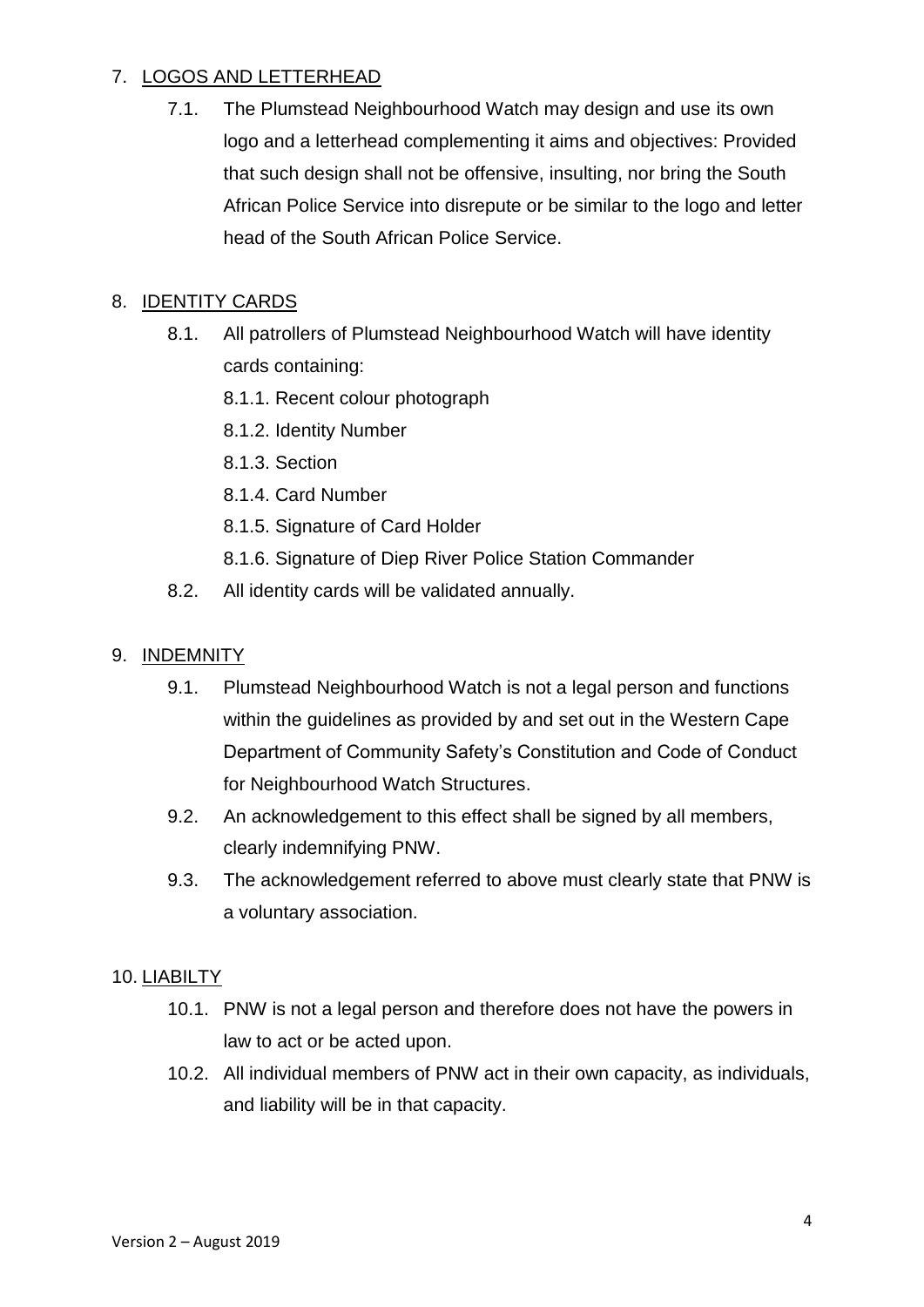7. LOGOS AND LETTERHEAD

   7.1. The Plumstead Neighbourhood Watch may design and use its own logo and a letterhead complementing it aims and objectives: Provided that such design shall not be offensive, insulting, nor bring the South African Police Service into disrepute or be similar to the logo and letter head of the South African Police Service.

8. IDENTITY CARDS

   8.1. All patrollers of Plumstead Neighbourhood Watch will have identity cards containing:

      8.1.1. Recent colour photograph

      8.1.2. Identity Number

      8.1.3. Section

      8.1.4. Card Number

      8.1.5. Signature of Card Holder

      8.1.6. Signature of Diep River Police Station Commander

   8.2. All identity cards will be validated annually.

9. INDEMNITY

   9.1. Plumstead Neighbourhood Watch is not a legal person and functions within the guidelines as provided by and set out in the Western Cape Department of Community Safety's Constitution and Code of Conduct for Neighbourhood Watch Structures.

   9.2. An acknowledgement to this effect shall be signed by all members, clearly indemnifying PNW.

   9.3. The acknowledgement referred to above must clearly state that PNW is a voluntary association.

10. LIABILTY

   10.1. PNW is not a legal person and therefore does not have the powers in law to act or be acted upon.

   10.2. All individual members of PNW act in their own capacity, as individuals, and liability will be in that capacity.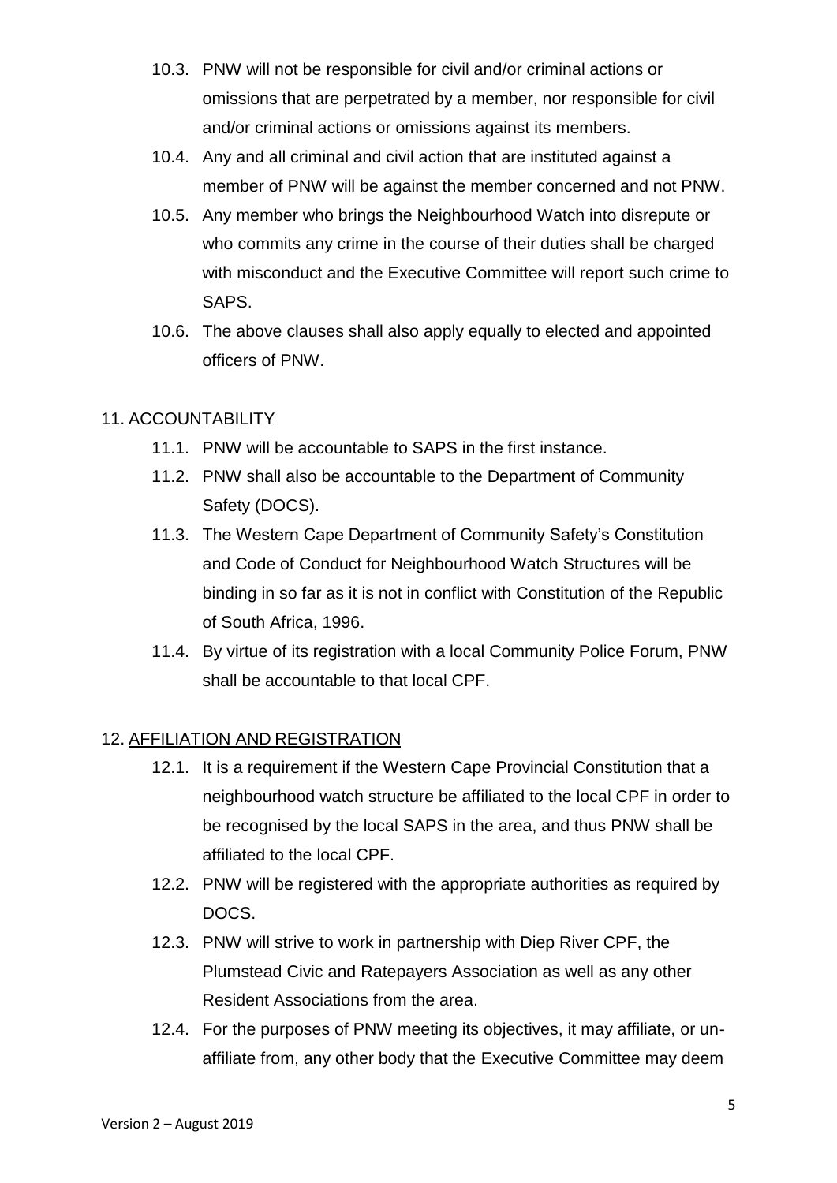10.3. PNW will not be responsible for civil and/or criminal actions or omissions that are perpetrated by a member, nor responsible for civil and/or criminal actions or omissions against its members.

10.4. Any and all criminal and civil action that are instituted against a member of PNW will be against the member concerned and not PNW.

10.5. Any member who brings the Neighbourhood Watch into disrepute or who commits any crime in the course of their duties shall be charged with misconduct and the Executive Committee will report such crime to SAPS.

10.6. The above clauses shall also apply equally to elected and appointed officers of PNW.

## 11. ACCOUNTABILITY

11.1. PNW will be accountable to SAPS in the first instance.

11.2. PNW shall also be accountable to the Department of Community Safety (DOCS).

11.3. The Western Cape Department of Community Safety's Constitution and Code of Conduct for Neighbourhood Watch Structures will be binding in so far as it is not in conflict with Constitution of the Republic of South Africa, 1996.

11.4. By virtue of its registration with a local Community Police Forum, PNW shall be accountable to that local CPF.

## 12. AFFILIATION AND REGISTRATION

12.1. It is a requirement if the Western Cape Provincial Constitution that a neighbourhood watch structure be affiliated to the local CPF in order to be recognised by the local SAPS in the area, and thus PNW shall be affiliated to the local CPF.

12.2. PNW will be registered with the appropriate authorities as required by DOCS.

12.3. PNW will strive to work in partnership with Diep River CPF, the Plumstead Civic and Ratepayers Association as well as any other Resident Associations from the area.

12.4. For the purposes of PNW meeting its objectives, it may affiliate, or un-affiliate from, any other body that the Executive Committee may deem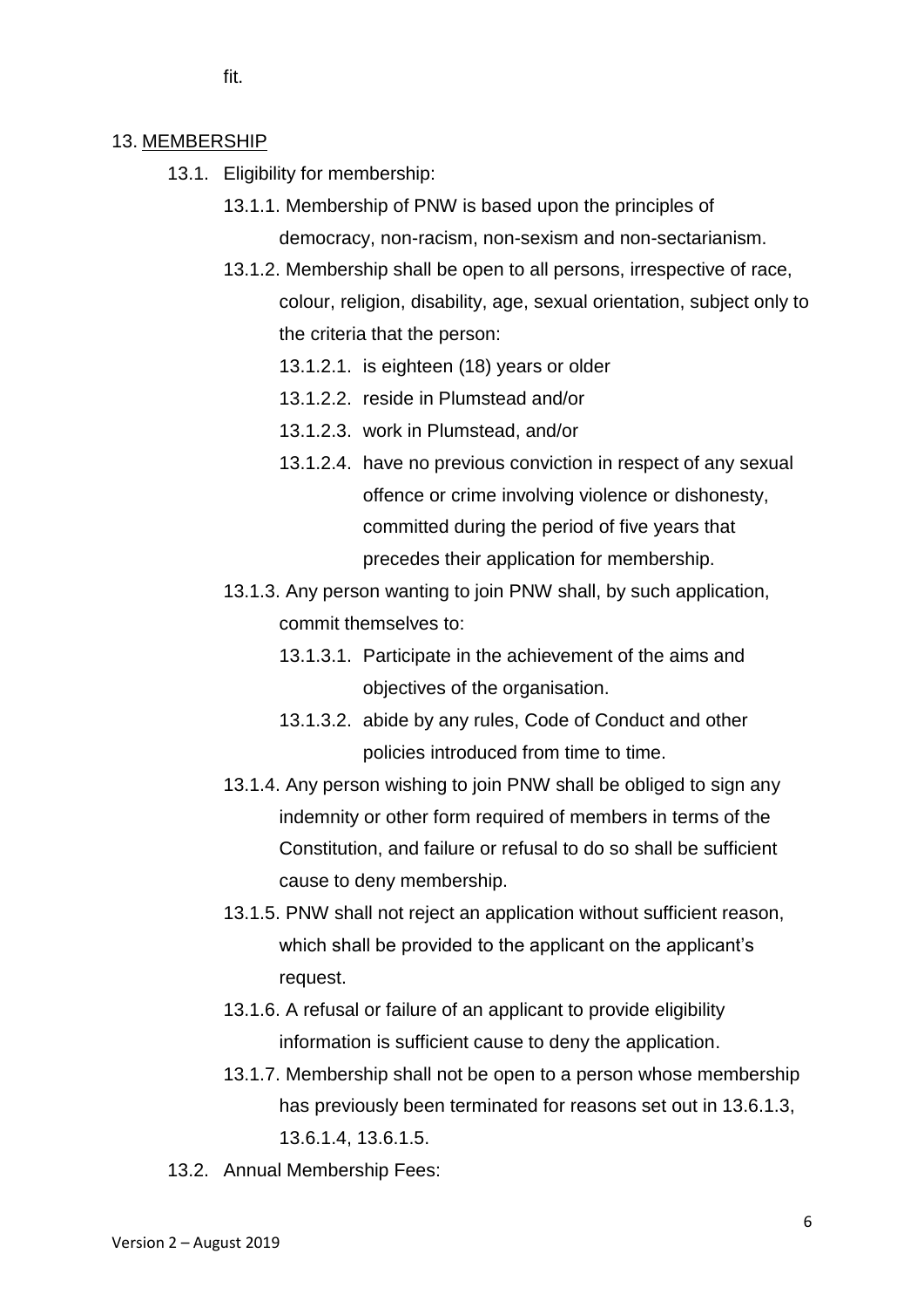fit.

## 13. MEMBERSHIP

13.1. Eligibility for membership:

13.1.1. Membership of PNW is based upon the principles of democracy, non-racism, non-sexism and non-sectarianism.

13.1.2. Membership shall be open to all persons, irrespective of race, colour, religion, disability, age, sexual orientation, subject only to the criteria that the person:

13.1.2.1. is eighteen (18) years or older

13.1.2.2. reside in Plumstead and/or

13.1.2.3. work in Plumstead, and/or

13.1.2.4. have no previous conviction in respect of any sexual offence or crime involving violence or dishonesty, committed during the period of five years that precedes their application for membership.

13.1.3. Any person wanting to join PNW shall, by such application, commit themselves to:

13.1.3.1. Participate in the achievement of the aims and objectives of the organisation.

13.1.3.2. abide by any rules, Code of Conduct and other policies introduced from time to time.

13.1.4. Any person wishing to join PNW shall be obliged to sign any indemnity or other form required of members in terms of the Constitution, and failure or refusal to do so shall be sufficient cause to deny membership.

13.1.5. PNW shall not reject an application without sufficient reason, which shall be provided to the applicant on the applicant's request.

13.1.6. A refusal or failure of an applicant to provide eligibility information is sufficient cause to deny the application.

13.1.7. Membership shall not be open to a person whose membership has previously been terminated for reasons set out in 13.6.1.3, 13.6.1.4, 13.6.1.5.

13.2. Annual Membership Fees: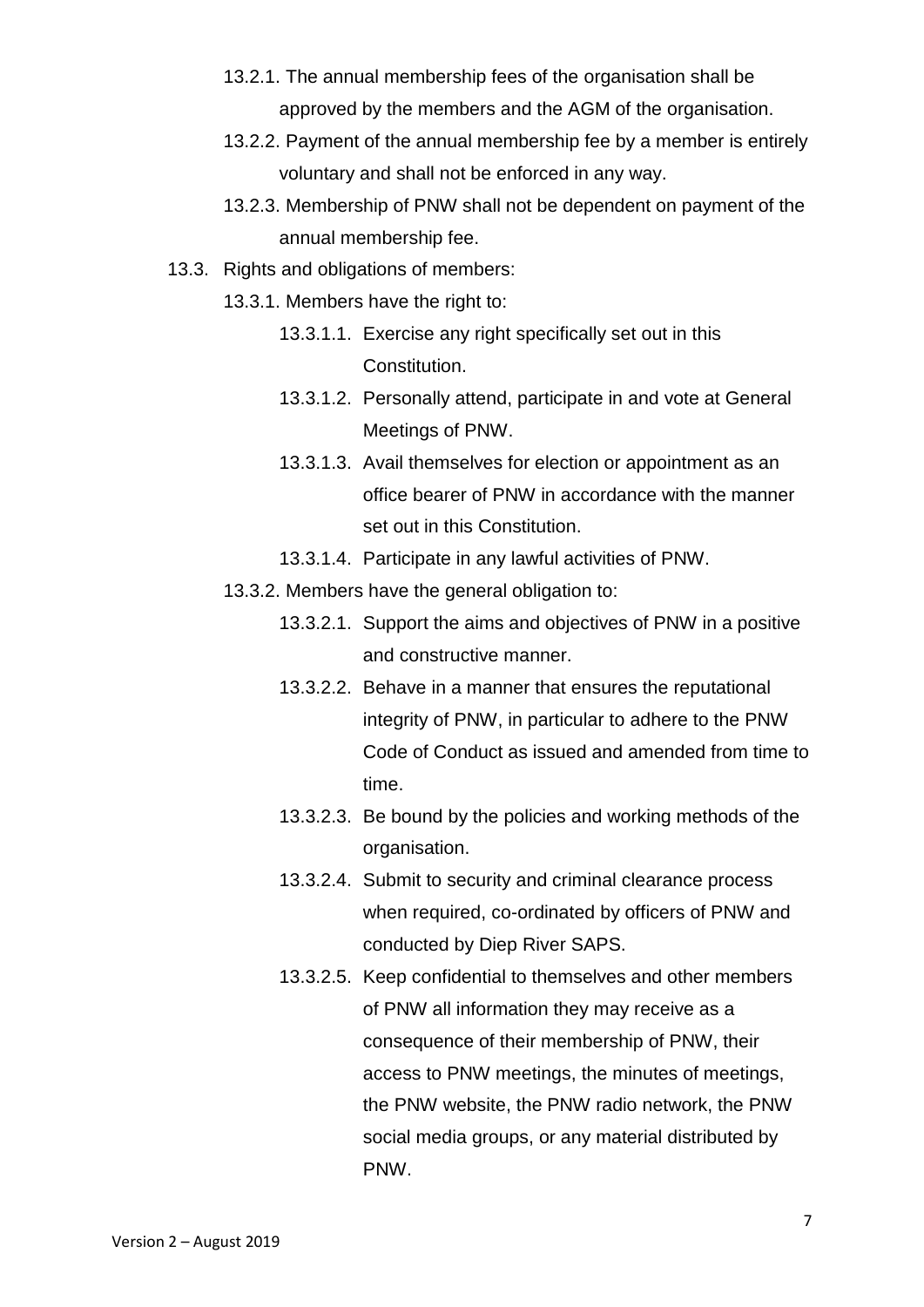13.2.1. The annual membership fees of the organisation shall be approved by the members and the AGM of the organisation.

13.2.2. Payment of the annual membership fee by a member is entirely voluntary and shall not be enforced in any way.

13.2.3. Membership of PNW shall not be dependent on payment of the annual membership fee.

13.3. Rights and obligations of members:

13.3.1. Members have the right to:

13.3.1.1. Exercise any right specifically set out in this Constitution.

13.3.1.2. Personally attend, participate in and vote at General Meetings of PNW.

13.3.1.3. Avail themselves for election or appointment as an office bearer of PNW in accordance with the manner set out in this Constitution.

13.3.1.4. Participate in any lawful activities of PNW.

13.3.2. Members have the general obligation to:

13.3.2.1. Support the aims and objectives of PNW in a positive and constructive manner.

13.3.2.2. Behave in a manner that ensures the reputational integrity of PNW, in particular to adhere to the PNW Code of Conduct as issued and amended from time to time.

13.3.2.3. Be bound by the policies and working methods of the organisation.

13.3.2.4. Submit to security and criminal clearance process when required, co-ordinated by officers of PNW and conducted by Diep River SAPS.

13.3.2.5. Keep confidential to themselves and other members of PNW all information they may receive as a consequence of their membership of PNW, their access to PNW meetings, the minutes of meetings, the PNW website, the PNW radio network, the PNW social media groups, or any material distributed by PNW.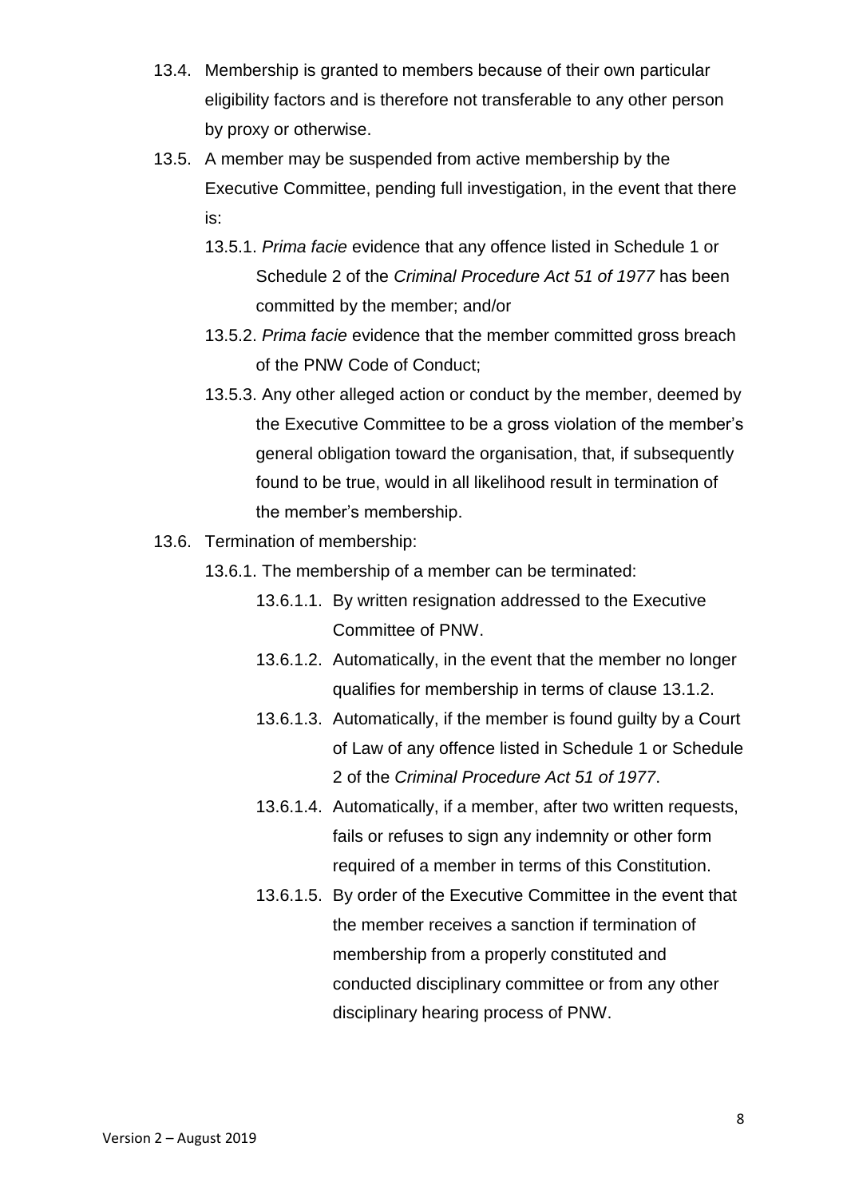13.4. Membership is granted to members because of their own particular eligibility factors and is therefore not transferable to any other person by proxy or otherwise.

13.5. A member may be suspended from active membership by the Executive Committee, pending full investigation, in the event that there is:

- 13.5.1. *Prima facie* evidence that any offence listed in Schedule 1 or Schedule 2 of the *Criminal Procedure Act 51 of 1977* has been committed by the member; and/or
- 13.5.2. *Prima facie* evidence that the member committed gross breach of the PNW Code of Conduct;
- 13.5.3. Any other alleged action or conduct by the member, deemed by the Executive Committee to be a gross violation of the member's general obligation toward the organisation, that, if subsequently found to be true, would in all likelihood result in termination of the member's membership.

13.6. Termination of membership:

- 13.6.1. The membership of a member can be terminated:
  - 13.6.1.1. By written resignation addressed to the Executive Committee of PNW.
  - 13.6.1.2. Automatically, in the event that the member no longer qualifies for membership in terms of clause 13.1.2.
  - 13.6.1.3. Automatically, if the member is found guilty by a Court of Law of any offence listed in Schedule 1 or Schedule 2 of the *Criminal Procedure Act 51 of 1977*.
  - 13.6.1.4. Automatically, if a member, after two written requests, fails or refuses to sign any indemnity or other form required of a member in terms of this Constitution.
  - 13.6.1.5. By order of the Executive Committee in the event that the member receives a sanction if termination of membership from a properly constituted and conducted disciplinary committee or from any other disciplinary hearing process of PNW.

Version 2 – August 2019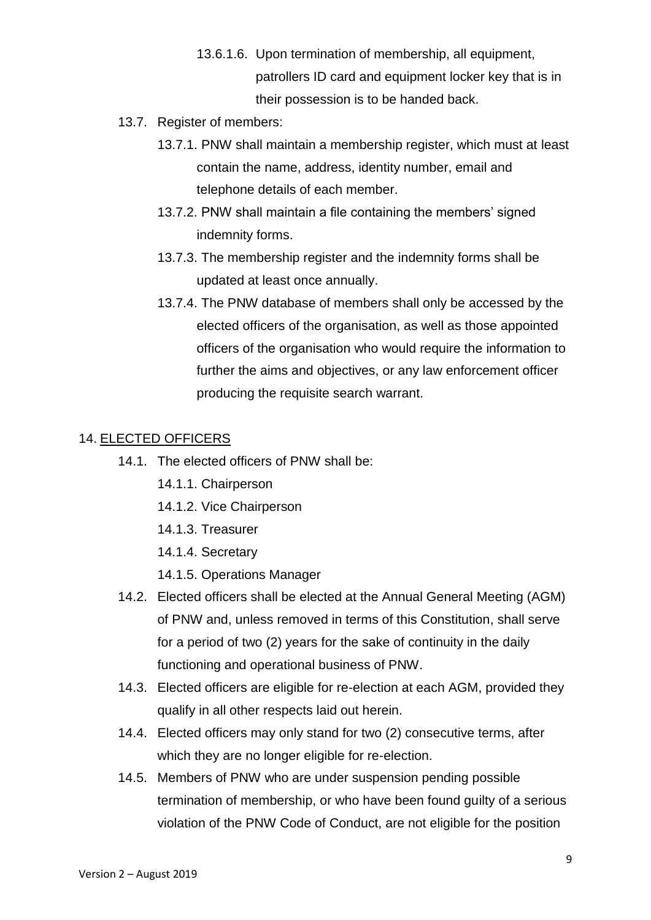13.6.1.6. Upon termination of membership, all equipment, patrollers ID card and equipment locker key that is in their possession is to be handed back.

13.7. Register of members:

13.7.1. PNW shall maintain a membership register, which must at least contain the name, address, identity number, email and telephone details of each member.

13.7.2. PNW shall maintain a file containing the members' signed indemnity forms.

13.7.3. The membership register and the indemnity forms shall be updated at least once annually.

13.7.4. The PNW database of members shall only be accessed by the elected officers of the organisation, as well as those appointed officers of the organisation who would require the information to further the aims and objectives, or any law enforcement officer producing the requisite search warrant.

## 14. ELECTED OFFICERS

14.1. The elected officers of PNW shall be:

14.1.1. Chairperson

14.1.2. Vice Chairperson

14.1.3. Treasurer

14.1.4. Secretary

14.1.5. Operations Manager

14.2. Elected officers shall be elected at the Annual General Meeting (AGM) of PNW and, unless removed in terms of this Constitution, shall serve for a period of two (2) years for the sake of continuity in the daily functioning and operational business of PNW.

14.3. Elected officers are eligible for re-election at each AGM, provided they qualify in all other respects laid out herein.

14.4. Elected officers may only stand for two (2) consecutive terms, after which they are no longer eligible for re-election.

14.5. Members of PNW who are under suspension pending possible termination of membership, or who have been found guilty of a serious violation of the PNW Code of Conduct, are not eligible for the position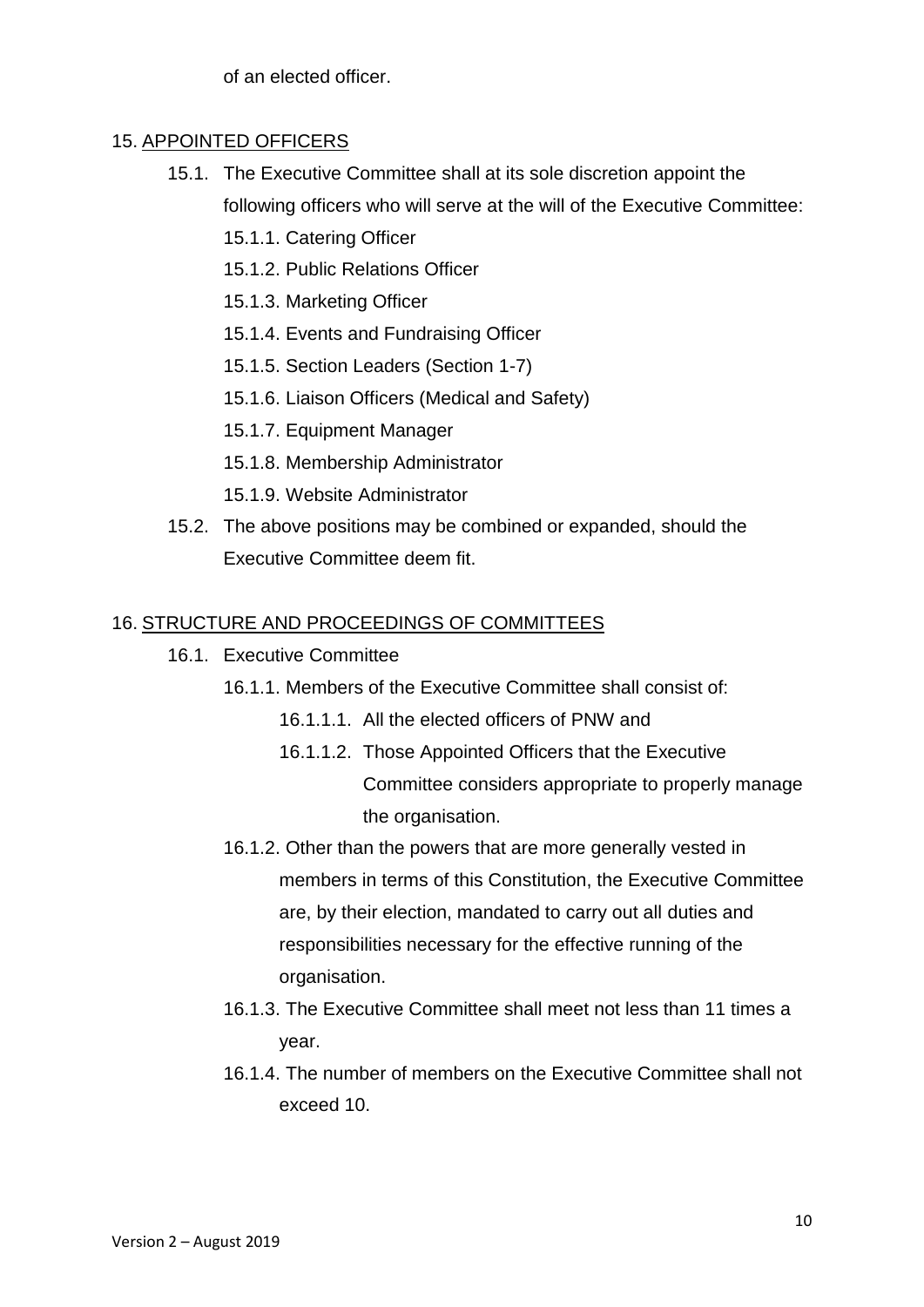of an elected officer.

## 15. APPOINTED OFFICERS

15.1. The Executive Committee shall at its sole discretion appoint the following officers who will serve at the will of the Executive Committee:

- 15.1.1. Catering Officer
- 15.1.2. Public Relations Officer
- 15.1.3. Marketing Officer
- 15.1.4. Events and Fundraising Officer
- 15.1.5. Section Leaders (Section 1-7)
- 15.1.6. Liaison Officers (Medical and Safety)
- 15.1.7. Equipment Manager
- 15.1.8. Membership Administrator
- 15.1.9. Website Administrator

15.2. The above positions may be combined or expanded, should the Executive Committee deem fit.

## 16. STRUCTURE AND PROCEEDINGS OF COMMITTEES

16.1. Executive Committee

16.1.1. Members of the Executive Committee shall consist of:

- 16.1.1.1. All the elected officers of PNW and
- 16.1.1.2. Those Appointed Officers that the Executive Committee considers appropriate to properly manage the organisation.

16.1.2. Other than the powers that are more generally vested in members in terms of this Constitution, the Executive Committee are, by their election, mandated to carry out all duties and responsibilities necessary for the effective running of the organisation.

16.1.3. The Executive Committee shall meet not less than 11 times a year.

16.1.4. The number of members on the Executive Committee shall not exceed 10.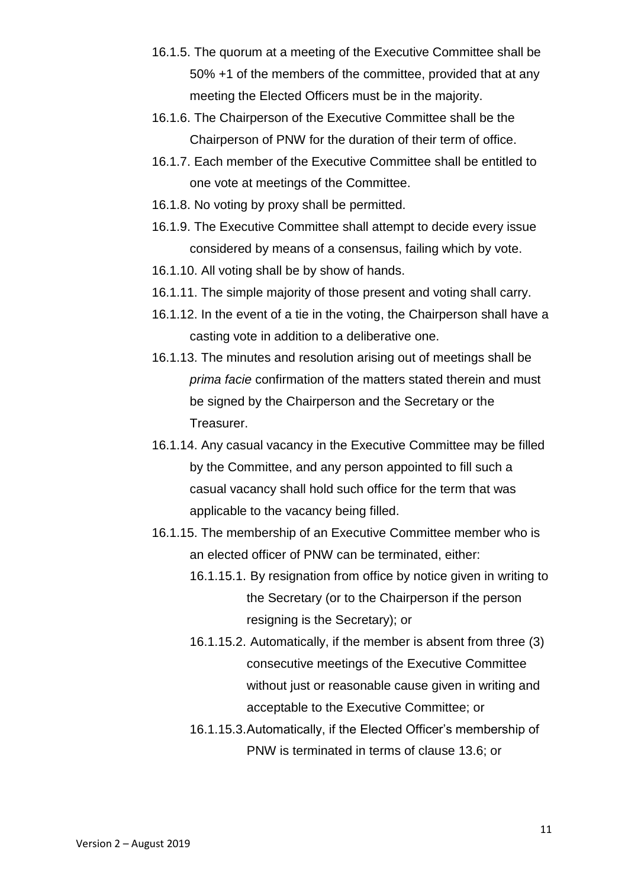16.1.5. The quorum at a meeting of the Executive Committee shall be 50% +1 of the members of the committee, provided that at any meeting the Elected Officers must be in the majority.

16.1.6. The Chairperson of the Executive Committee shall be the Chairperson of PNW for the duration of their term of office.

16.1.7. Each member of the Executive Committee shall be entitled to one vote at meetings of the Committee.

16.1.8. No voting by proxy shall be permitted.

16.1.9. The Executive Committee shall attempt to decide every issue considered by means of a consensus, failing which by vote.

16.1.10. All voting shall be by show of hands.

16.1.11. The simple majority of those present and voting shall carry.

16.1.12. In the event of a tie in the voting, the Chairperson shall have a casting vote in addition to a deliberative one.

16.1.13. The minutes and resolution arising out of meetings shall be *prima facie* confirmation of the matters stated therein and must be signed by the Chairperson and the Secretary or the Treasurer.

16.1.14. Any casual vacancy in the Executive Committee may be filled by the Committee, and any person appointed to fill such a casual vacancy shall hold such office for the term that was applicable to the vacancy being filled.

16.1.15. The membership of an Executive Committee member who is an elected officer of PNW can be terminated, either:

16.1.15.1. By resignation from office by notice given in writing to the Secretary (or to the Chairperson if the person resigning is the Secretary); or

16.1.15.2. Automatically, if the member is absent from three (3) consecutive meetings of the Executive Committee without just or reasonable cause given in writing and acceptable to the Executive Committee; or

16.1.15.3. Automatically, if the Elected Officer's membership of PNW is terminated in terms of clause 13.6; or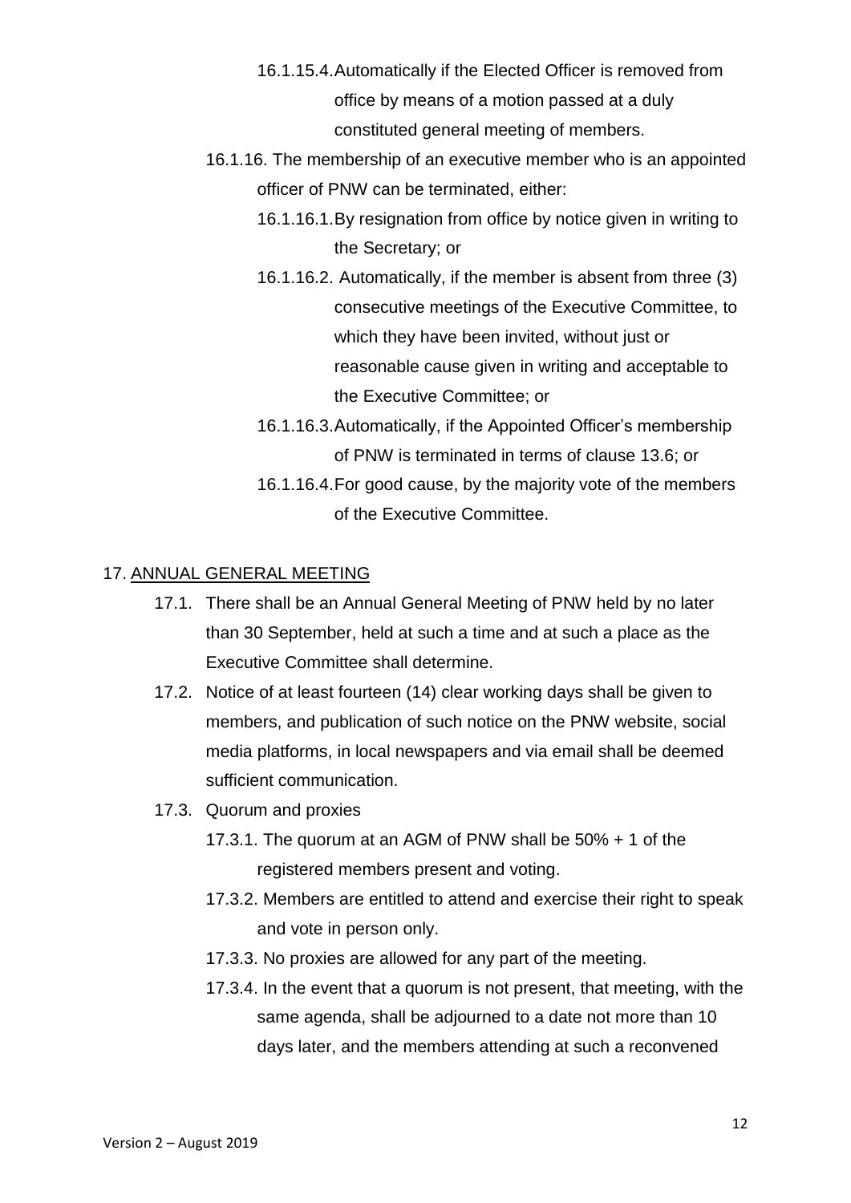16.1.15.4. Automatically if the Elected Officer is removed from office by means of a motion passed at a duly constituted general meeting of members.

16.1.16. The membership of an executive member who is an appointed officer of PNW can be terminated, either:

16.1.16.1. By resignation from office by notice given in writing to the Secretary; or

16.1.16.2. Automatically, if the member is absent from three (3) consecutive meetings of the Executive Committee, to which they have been invited, without just or reasonable cause given in writing and acceptable to the Executive Committee; or

16.1.16.3. Automatically, if the Appointed Officer's membership of PNW is terminated in terms of clause 13.6; or

16.1.16.4. For good cause, by the majority vote of the members of the Executive Committee.

## 17. ANNUAL GENERAL MEETING

17.1. There shall be an Annual General Meeting of PNW held by no later than 30 September, held at such a time and at such a place as the Executive Committee shall determine.

17.2. Notice of at least fourteen (14) clear working days shall be given to members, and publication of such notice on the PNW website, social media platforms, in local newspapers and via email shall be deemed sufficient communication.

17.3. Quorum and proxies

17.3.1. The quorum at an AGM of PNW shall be 50% + 1 of the registered members present and voting.

17.3.2. Members are entitled to attend and exercise their right to speak and vote in person only.

17.3.3. No proxies are allowed for any part of the meeting.

17.3.4. In the event that a quorum is not present, that meeting, with the same agenda, shall be adjourned to a date not more than 10 days later, and the members attending at such a reconvened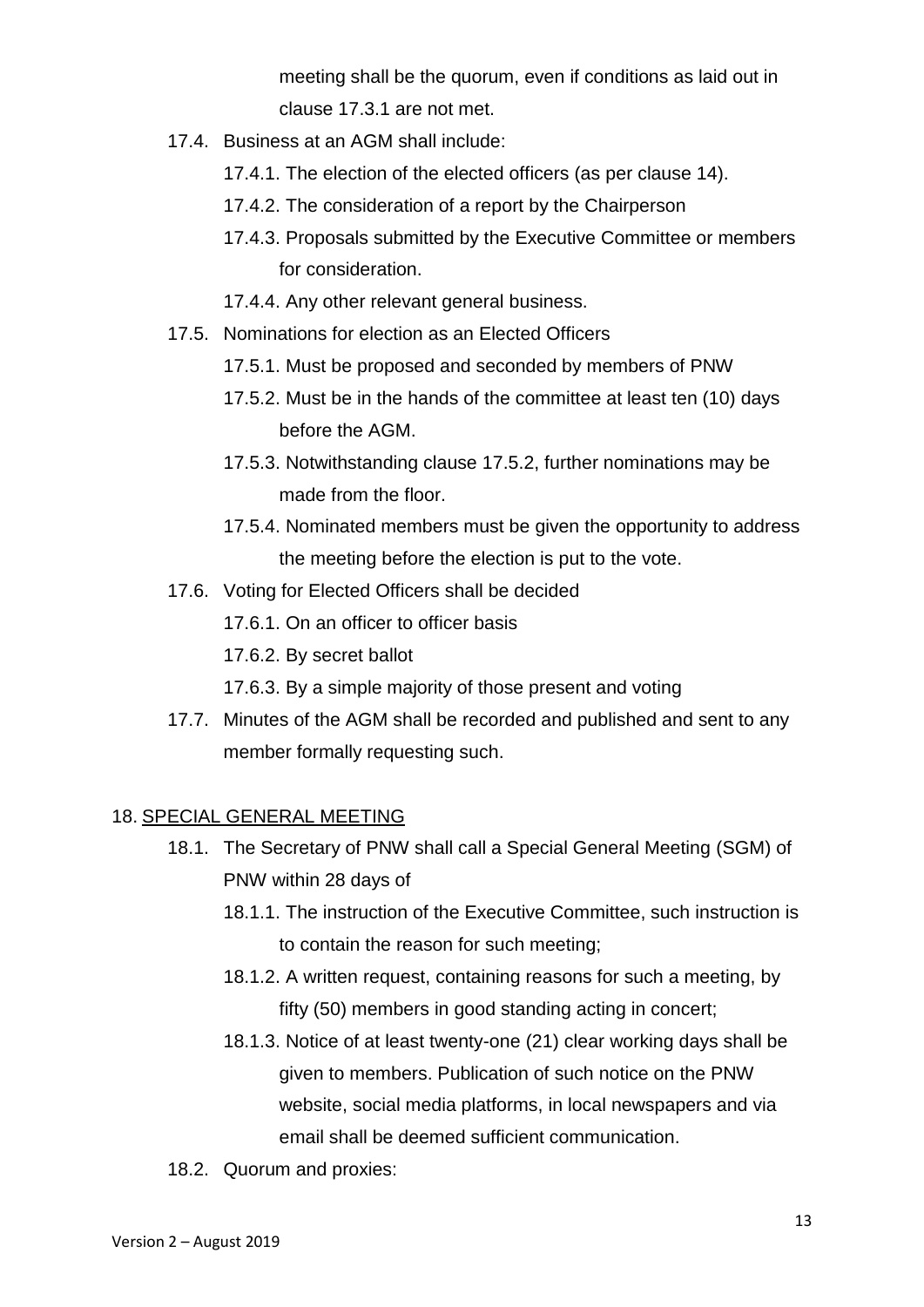meeting shall be the quorum, even if conditions as laid out in clause 17.3.1 are not met.

- 17.4. Business at an AGM shall include:
  - 17.4.1. The election of the elected officers (as per clause 14).
  - 17.4.2. The consideration of a report by the Chairperson
  - 17.4.3. Proposals submitted by the Executive Committee or members for consideration.
  - 17.4.4. Any other relevant general business.
- 17.5. Nominations for election as an Elected Officers
  - 17.5.1. Must be proposed and seconded by members of PNW
  - 17.5.2. Must be in the hands of the committee at least ten (10) days before the AGM.
  - 17.5.3. Notwithstanding clause 17.5.2, further nominations may be made from the floor.
  - 17.5.4. Nominated members must be given the opportunity to address the meeting before the election is put to the vote.
- 17.6. Voting for Elected Officers shall be decided
  - 17.6.1. On an officer to officer basis
  - 17.6.2. By secret ballot
  - 17.6.3. By a simple majority of those present and voting
- 17.7. Minutes of the AGM shall be recorded and published and sent to any member formally requesting such.

## 18. <u>SPECIAL GENERAL MEETING</u>

- 18.1. The Secretary of PNW shall call a Special General Meeting (SGM) of PNW within 28 days of
  - 18.1.1. The instruction of the Executive Committee, such instruction is to contain the reason for such meeting;
  - 18.1.2. A written request, containing reasons for such a meeting, by fifty (50) members in good standing acting in concert;
  - 18.1.3. Notice of at least twenty-one (21) clear working days shall be given to members. Publication of such notice on the PNW website, social media platforms, in local newspapers and via email shall be deemed sufficient communication.
- 18.2. Quorum and proxies: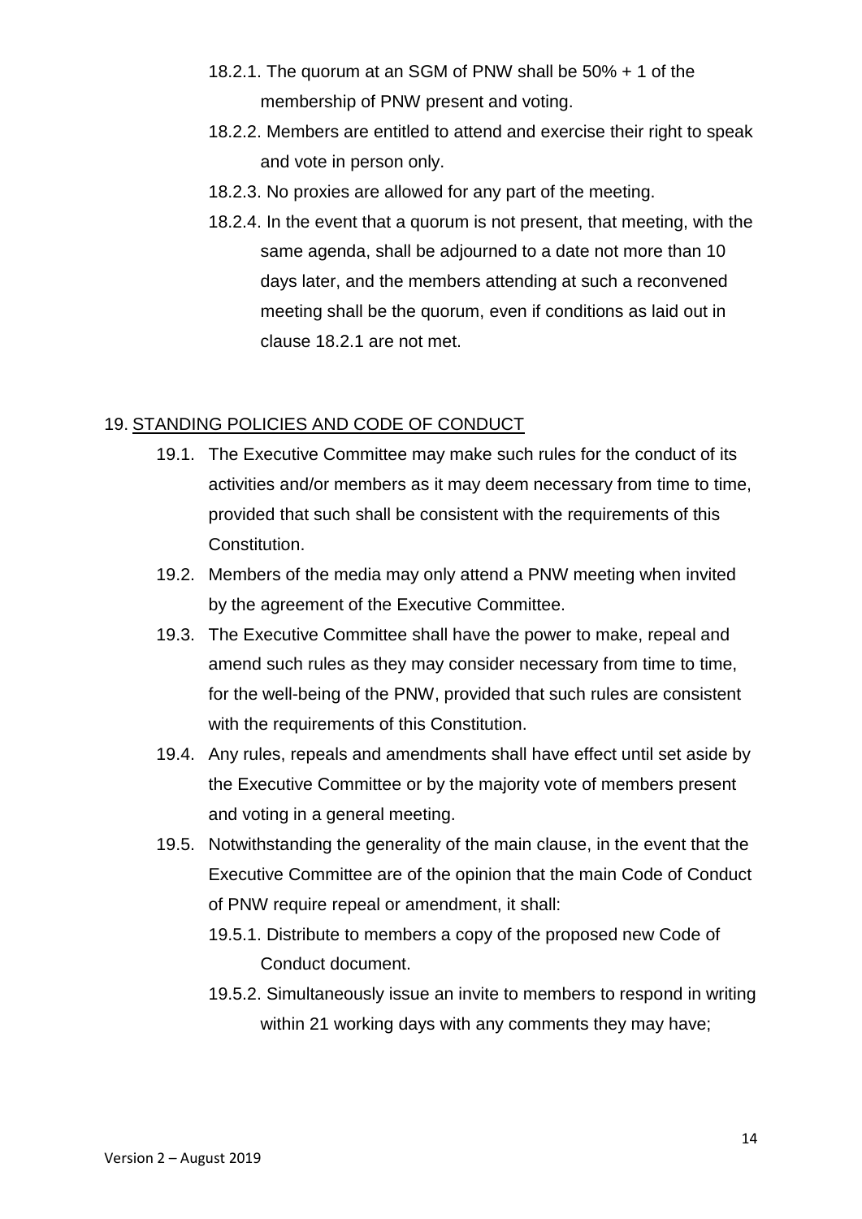- 18.2.1. The quorum at an SGM of PNW shall be 50% + 1 of the membership of PNW present and voting.
- 18.2.2. Members are entitled to attend and exercise their right to speak and vote in person only.
- 18.2.3. No proxies are allowed for any part of the meeting.
- 18.2.4. In the event that a quorum is not present, that meeting, with the same agenda, shall be adjourned to a date not more than 10 days later, and the members attending at such a reconvened meeting shall be the quorum, even if conditions as laid out in clause 18.2.1 are not met.

## 19. <u>STANDING POLICIES AND CODE OF CONDUCT</u>

- 19.1. The Executive Committee may make such rules for the conduct of its activities and/or members as it may deem necessary from time to time, provided that such shall be consistent with the requirements of this Constitution.
- 19.2. Members of the media may only attend a PNW meeting when invited by the agreement of the Executive Committee.
- 19.3. The Executive Committee shall have the power to make, repeal and amend such rules as they may consider necessary from time to time, for the well-being of the PNW, provided that such rules are consistent with the requirements of this Constitution.
- 19.4. Any rules, repeals and amendments shall have effect until set aside by the Executive Committee or by the majority vote of members present and voting in a general meeting.
- 19.5. Notwithstanding the generality of the main clause, in the event that the Executive Committee are of the opinion that the main Code of Conduct of PNW require repeal or amendment, it shall:
  - 19.5.1. Distribute to members a copy of the proposed new Code of Conduct document.
  - 19.5.2. Simultaneously issue an invite to members to respond in writing within 21 working days with any comments they may have;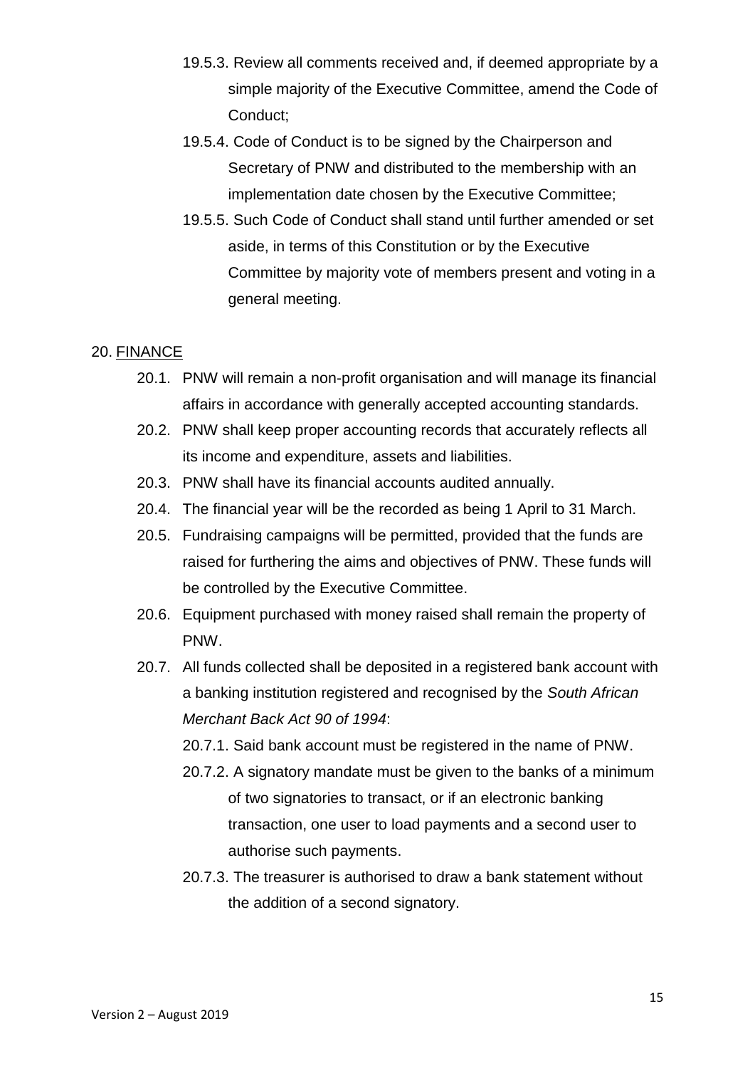- 19.5.3. Review all comments received and, if deemed appropriate by a simple majority of the Executive Committee, amend the Code of Conduct;
- 19.5.4. Code of Conduct is to be signed by the Chairperson and Secretary of PNW and distributed to the membership with an implementation date chosen by the Executive Committee;
- 19.5.5. Such Code of Conduct shall stand until further amended or set aside, in terms of this Constitution or by the Executive Committee by majority vote of members present and voting in a general meeting.

## 20. <u>FINANCE</u>

- 20.1. PNW will remain a non-profit organisation and will manage its financial affairs in accordance with generally accepted accounting standards.
- 20.2. PNW shall keep proper accounting records that accurately reflects all its income and expenditure, assets and liabilities.
- 20.3. PNW shall have its financial accounts audited annually.
- 20.4. The financial year will be the recorded as being 1 April to 31 March.
- 20.5. Fundraising campaigns will be permitted, provided that the funds are raised for furthering the aims and objectives of PNW. These funds will be controlled by the Executive Committee.
- 20.6. Equipment purchased with money raised shall remain the property of PNW.
- 20.7. All funds collected shall be deposited in a registered bank account with a banking institution registered and recognised by the *South African Merchant Back Act 90 of 1994*:
  - 20.7.1. Said bank account must be registered in the name of PNW.
  - 20.7.2. A signatory mandate must be given to the banks of a minimum of two signatories to transact, or if an electronic banking transaction, one user to load payments and a second user to authorise such payments.
  - 20.7.3. The treasurer is authorised to draw a bank statement without the addition of a second signatory.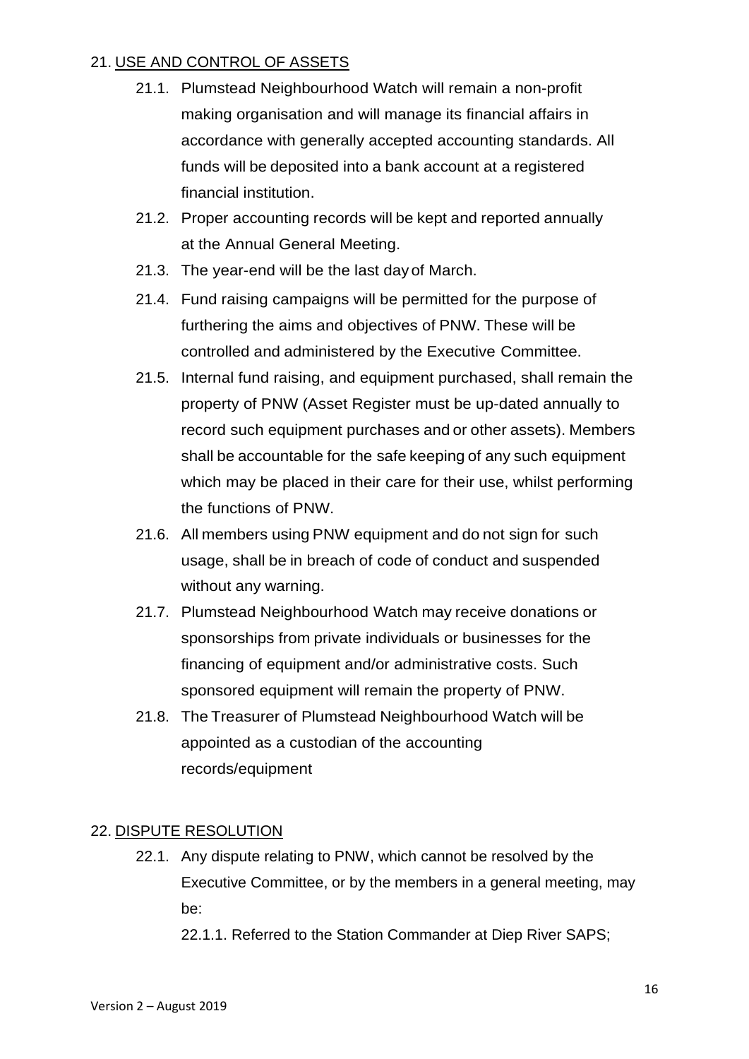## 21. USE AND CONTROL OF ASSETS

21.1. Plumstead Neighbourhood Watch will remain a non-profit making organisation and will manage its financial affairs in accordance with generally accepted accounting standards. All funds will be deposited into a bank account at a registered financial institution.

21.2. Proper accounting records will be kept and reported annually at the Annual General Meeting.

21.3. The year-end will be the last day of March.

21.4. Fund raising campaigns will be permitted for the purpose of furthering the aims and objectives of PNW. These will be controlled and administered by the Executive Committee.

21.5. Internal fund raising, and equipment purchased, shall remain the property of PNW (Asset Register must be up-dated annually to record such equipment purchases and or other assets). Members shall be accountable for the safe keeping of any such equipment which may be placed in their care for their use, whilst performing the functions of PNW.

21.6. All members using PNW equipment and do not sign for such usage, shall be in breach of code of conduct and suspended without any warning.

21.7. Plumstead Neighbourhood Watch may receive donations or sponsorships from private individuals or businesses for the financing of equipment and/or administrative costs. Such sponsored equipment will remain the property of PNW.

21.8. The Treasurer of Plumstead Neighbourhood Watch will be appointed as a custodian of the accounting records/equipment

## 22. DISPUTE RESOLUTION

22.1. Any dispute relating to PNW, which cannot be resolved by the Executive Committee, or by the members in a general meeting, may be:

22.1.1. Referred to the Station Commander at Diep River SAPS;

Version 2 – August 2019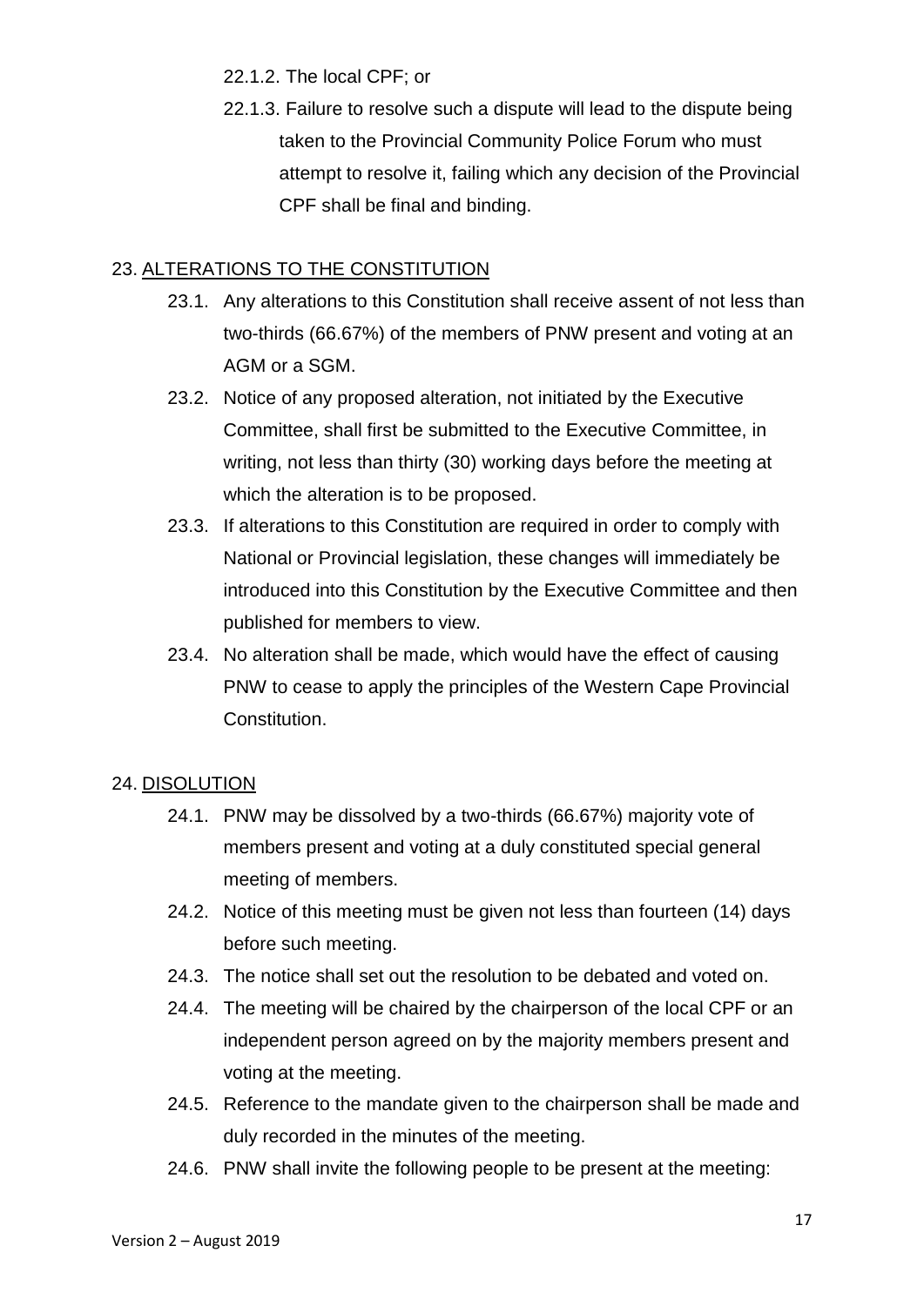22.1.2. The local CPF; or

22.1.3. Failure to resolve such a dispute will lead to the dispute being taken to the Provincial Community Police Forum who must attempt to resolve it, failing which any decision of the Provincial CPF shall be final and binding.

## 23. ALTERATIONS TO THE CONSTITUTION

23.1. Any alterations to this Constitution shall receive assent of not less than two-thirds (66.67%) of the members of PNW present and voting at an AGM or a SGM.

23.2. Notice of any proposed alteration, not initiated by the Executive Committee, shall first be submitted to the Executive Committee, in writing, not less than thirty (30) working days before the meeting at which the alteration is to be proposed.

23.3. If alterations to this Constitution are required in order to comply with National or Provincial legislation, these changes will immediately be introduced into this Constitution by the Executive Committee and then published for members to view.

23.4. No alteration shall be made, which would have the effect of causing PNW to cease to apply the principles of the Western Cape Provincial Constitution.

## 24. DISOLUTION

24.1. PNW may be dissolved by a two-thirds (66.67%) majority vote of members present and voting at a duly constituted special general meeting of members.

24.2. Notice of this meeting must be given not less than fourteen (14) days before such meeting.

24.3. The notice shall set out the resolution to be debated and voted on.

24.4. The meeting will be chaired by the chairperson of the local CPF or an independent person agreed on by the majority members present and voting at the meeting.

24.5. Reference to the mandate given to the chairperson shall be made and duly recorded in the minutes of the meeting.

24.6. PNW shall invite the following people to be present at the meeting: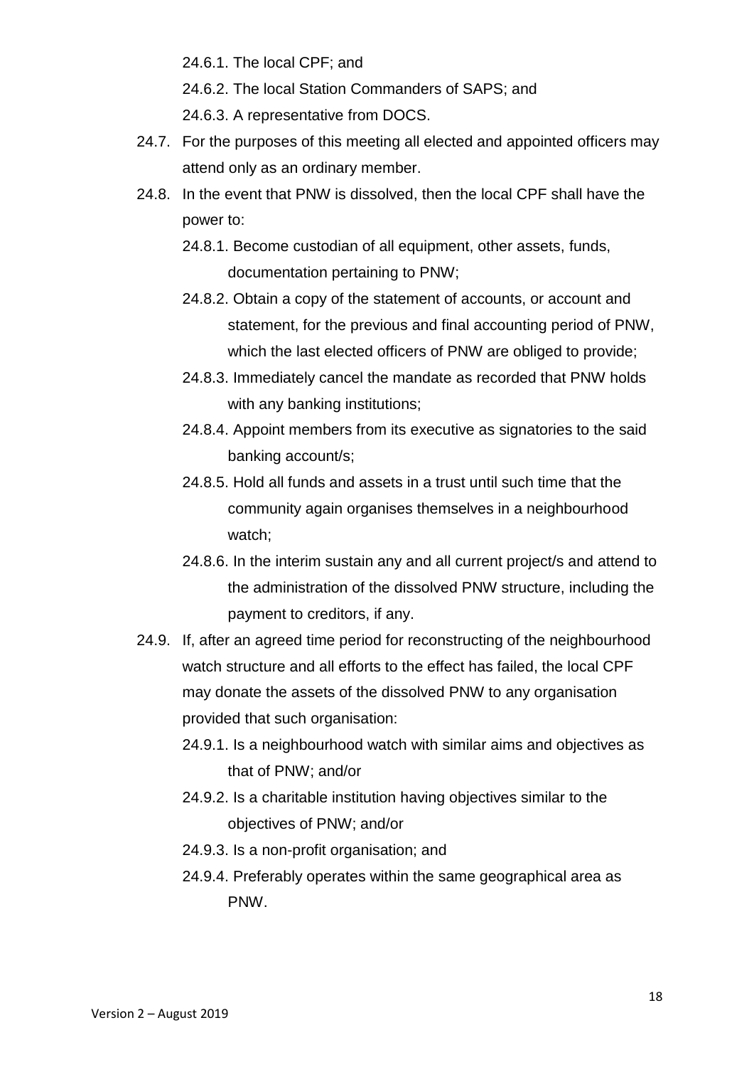24.6.1. The local CPF; and

24.6.2. The local Station Commanders of SAPS; and

24.6.3. A representative from DOCS.

24.7. For the purposes of this meeting all elected and appointed officers may attend only as an ordinary member.

24.8. In the event that PNW is dissolved, then the local CPF shall have the power to:

24.8.1. Become custodian of all equipment, other assets, funds, documentation pertaining to PNW;

24.8.2. Obtain a copy of the statement of accounts, or account and statement, for the previous and final accounting period of PNW, which the last elected officers of PNW are obliged to provide;

24.8.3. Immediately cancel the mandate as recorded that PNW holds with any banking institutions;

24.8.4. Appoint members from its executive as signatories to the said banking account/s;

24.8.5. Hold all funds and assets in a trust until such time that the community again organises themselves in a neighbourhood watch;

24.8.6. In the interim sustain any and all current project/s and attend to the administration of the dissolved PNW structure, including the payment to creditors, if any.

24.9. If, after an agreed time period for reconstructing of the neighbourhood watch structure and all efforts to the effect has failed, the local CPF may donate the assets of the dissolved PNW to any organisation provided that such organisation:

24.9.1. Is a neighbourhood watch with similar aims and objectives as that of PNW; and/or

24.9.2. Is a charitable institution having objectives similar to the objectives of PNW; and/or

24.9.3. Is a non-profit organisation; and

24.9.4. Preferably operates within the same geographical area as PNW.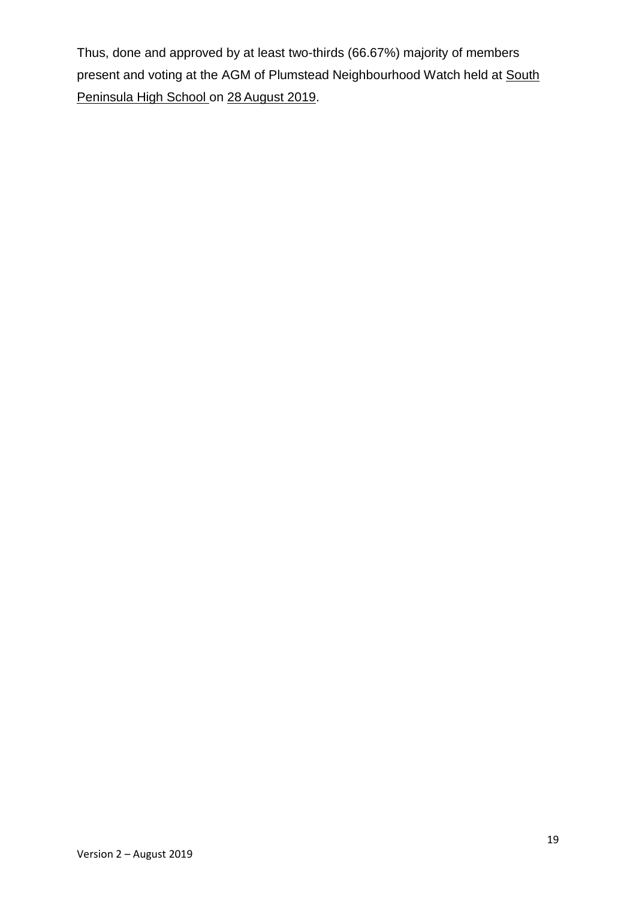Thus, done and approved by at least two-thirds (66.67%) majority of members present and voting at the AGM of Plumstead Neighbourhood Watch held at South Peninsula High School on 28 August 2019.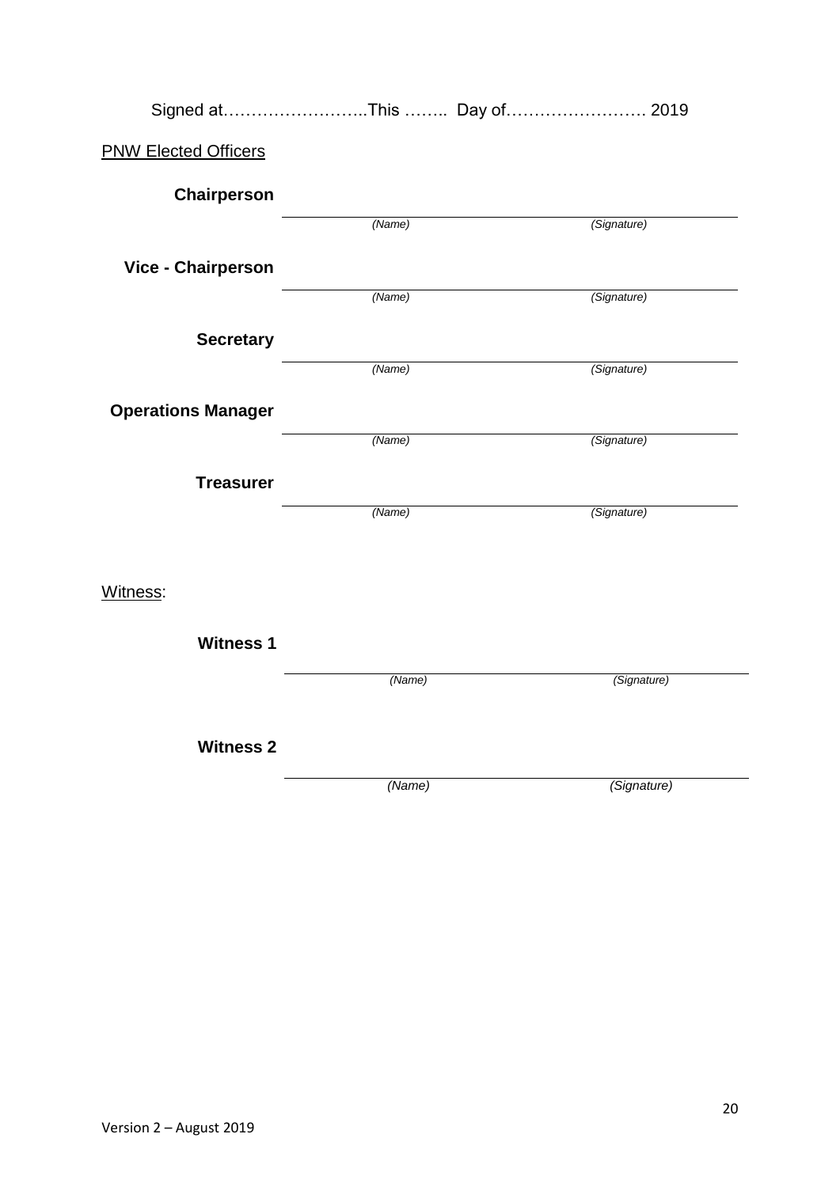Signed at……………………..This …….. Day of……………………. 2019

PNW Elected Officers

| | | |
|---|---|---|
| **Chairperson** | *(Name)* | *(Signature)* |
| **Vice - Chairperson** | *(Name)* | *(Signature)* |
| **Secretary** | *(Name)* | *(Signature)* |
| **Operations Manager** | *(Name)* | *(Signature)* |
| **Treasurer** | *(Name)* | *(Signature)* |

Witness:

| | | |
|---|---|---|
| **Witness 1** | *(Name)* | *(Signature)* |
| **Witness 2** | *(Name)* | *(Signature)* |

Version 2 – August 2019